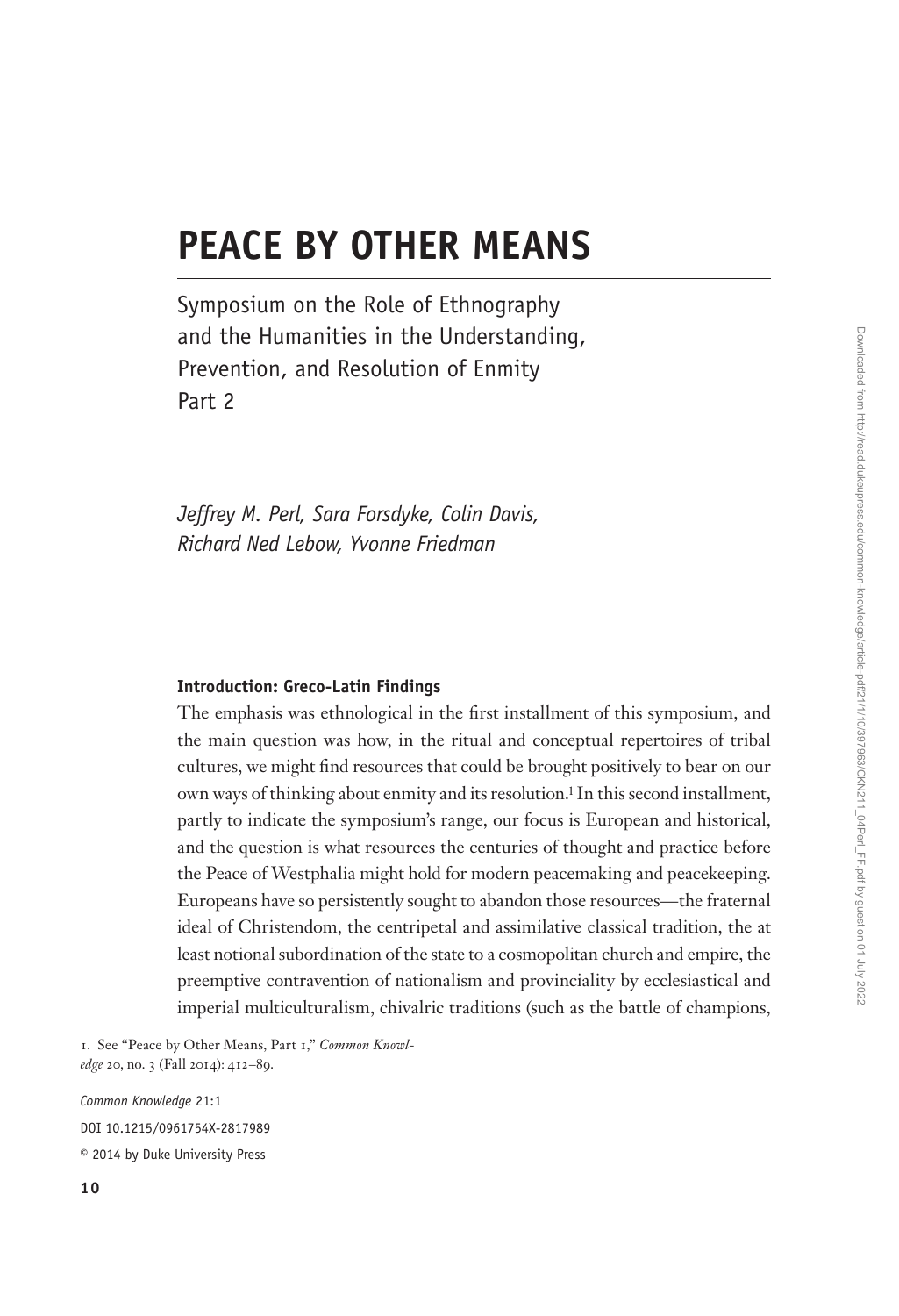# PEACE BY OTHER MEANS

Symposium on the Role of Ethnography and the Humanities in the Understanding, Prevention, and Resolution of Enmity
Part 2

*Jeffrey M. Perl, Sara Forsdyke, Colin Davis, Richard Ned Lebow, Yvonne Friedman*

## Introduction: Greco-Latin Findings

The emphasis was ethnological in the first installment of this symposium, and the main question was how, in the ritual and conceptual repertoires of tribal cultures, we might find resources that could be brought positively to bear on our own ways of thinking about enmity and its resolution.[1] In this second installment, partly to indicate the symposium's range, our focus is European and historical, and the question is what resources the centuries of thought and practice before the Peace of Westphalia might hold for modern peacemaking and peacekeeping. Europeans have so persistently sought to abandon those resources—the fraternal ideal of Christendom, the centripetal and assimilative classical tradition, the at least notional subordination of the state to a cosmopolitan church and empire, the preemptive contravention of nationalism and provinciality by ecclesiastical and imperial multiculturalism, chivalric traditions (such as the battle of champions,

1. See "Peace by Other Means, Part 1," *Common Knowledge* 20, no. 3 (Fall 2014): 412–89.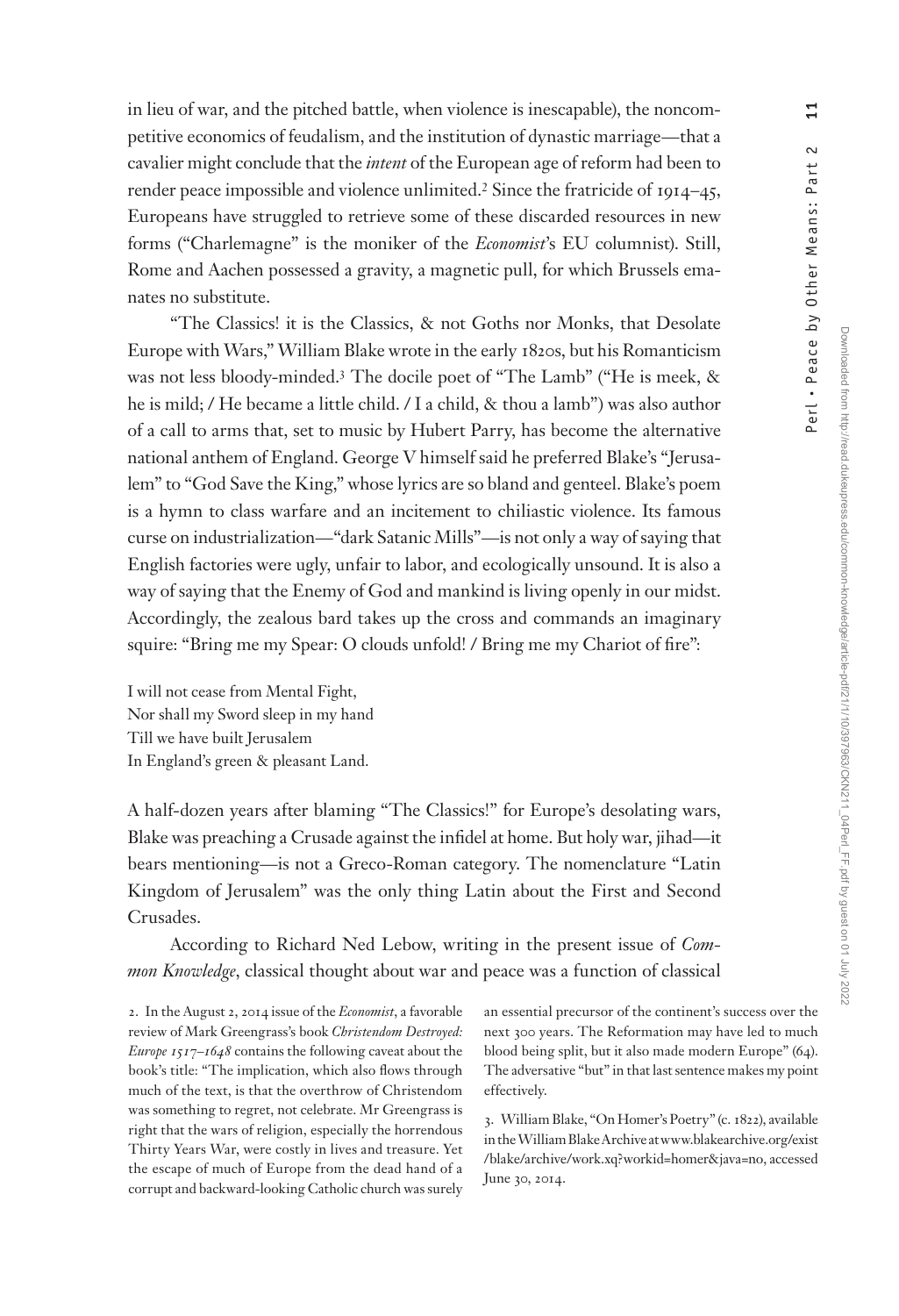in lieu of war, and the pitched battle, when violence is inescapable), the noncompetitive economics of feudalism, and the institution of dynastic marriage—that a cavalier might conclude that the *intent* of the European age of reform had been to render peace impossible and violence unlimited.[2] Since the fratricide of 1914–45, Europeans have struggled to retrieve some of these discarded resources in new forms ("Charlemagne" is the moniker of the *Economist*'s EU columnist). Still, Rome and Aachen possessed a gravity, a magnetic pull, for which Brussels emanates no substitute.

"The Classics! it is the Classics, & not Goths nor Monks, that Desolate Europe with Wars," William Blake wrote in the early 1820s, but his Romanticism was not less bloody-minded.[3] The docile poet of "The Lamb" ("He is meek, & he is mild; / He became a little child. / I a child, & thou a lamb") was also author of a call to arms that, set to music by Hubert Parry, has become the alternative national anthem of England. George V himself said he preferred Blake's "Jerusalem" to "God Save the King," whose lyrics are so bland and genteel. Blake's poem is a hymn to class warfare and an incitement to chiliastic violence. Its famous curse on industrialization—"dark Satanic Mills"—is not only a way of saying that English factories were ugly, unfair to labor, and ecologically unsound. It is also a way of saying that the Enemy of God and mankind is living openly in our midst. Accordingly, the zealous bard takes up the cross and commands an imaginary squire: "Bring me my Spear: O clouds unfold! / Bring me my Chariot of fire":

I will not cease from Mental Fight,
Nor shall my Sword sleep in my hand
Till we have built Jerusalem
In England's green & pleasant Land.

A half-dozen years after blaming "The Classics!" for Europe's desolating wars, Blake was preaching a Crusade against the infidel at home. But holy war, jihad—it bears mentioning—is not a Greco-Roman category. The nomenclature "Latin Kingdom of Jerusalem" was the only thing Latin about the First and Second Crusades.

According to Richard Ned Lebow, writing in the present issue of *Common Knowledge*, classical thought about war and peace was a function of classical

2. In the August 2, 2014 issue of the *Economist*, a favorable review of Mark Greengrass's book *Christendom Destroyed: Europe 1517–1648* contains the following caveat about the book's title: "The implication, which also flows through much of the text, is that the overthrow of Christendom was something to regret, not celebrate. Mr Greengrass is right that the wars of religion, especially the horrendous Thirty Years War, were costly in lives and treasure. Yet the escape of much of Europe from the dead hand of a corrupt and backward-looking Catholic church was surely an essential precursor of the continent's success over the next 300 years. The Reformation may have led to much blood being spilt, but it also made modern Europe" (64). The adversative "but" in that last sentence makes my point effectively.

3. William Blake, "On Homer's Poetry" (c. 1822), available in the William Blake Archive at www.blakearchive.org/exist/blake/archive/work.xq?workid=homer&java=no, accessed June 30, 2014.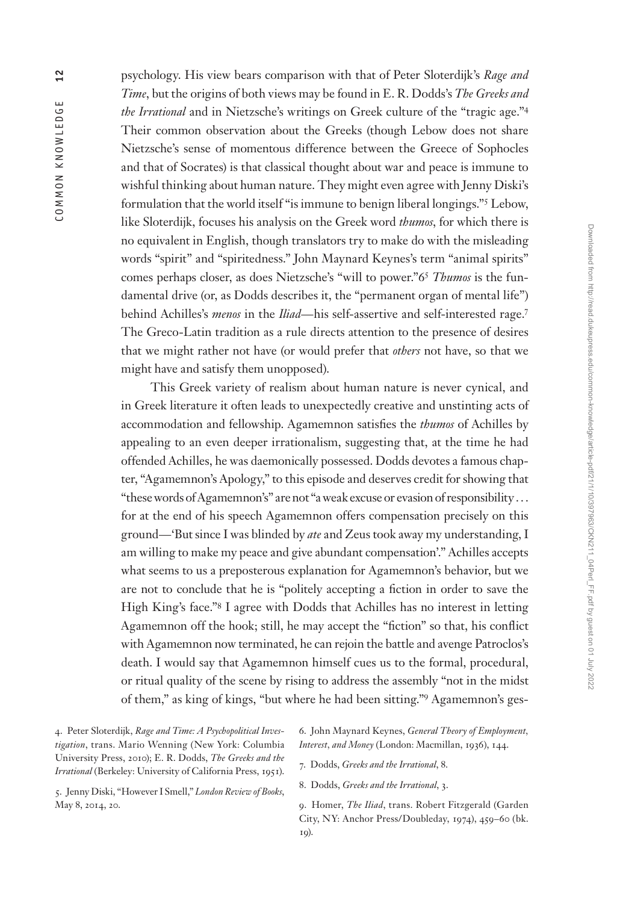psychology. His view bears comparison with that of Peter Sloterdijk's *Rage and Time*, but the origins of both views may be found in E. R. Dodds's *The Greeks and the Irrational* and in Nietzsche's writings on Greek culture of the "tragic age."[4] Their common observation about the Greeks (though Lebow does not share Nietzsche's sense of momentous difference between the Greece of Sophocles and that of Socrates) is that classical thought about war and peace is immune to wishful thinking about human nature. They might even agree with Jenny Diski's formulation that the world itself "is immune to benign liberal longings."[5] Lebow, like Sloterdijk, focuses his analysis on the Greek word *thumos*, for which there is no equivalent in English, though translators try to make do with the misleading words "spirit" and "spiritedness." John Maynard Keynes's term "animal spirits" comes perhaps closer, as does Nietzsche's "will to power."[6] *Thumos* is the fundamental drive (or, as Dodds describes it, the "permanent organ of mental life") behind Achilles's *menos* in the *Iliad*—his self-assertive and self-interested rage.[7] The Greco-Latin tradition as a rule directs attention to the presence of desires that we might rather not have (or would prefer that *others* not have, so that we might have and satisfy them unopposed).

This Greek variety of realism about human nature is never cynical, and in Greek literature it often leads to unexpectedly creative and unstinting acts of accommodation and fellowship. Agamemnon satisfies the *thumos* of Achilles by appealing to an even deeper irrationalism, suggesting that, at the time he had offended Achilles, he was daemonically possessed. Dodds devotes a famous chapter, "Agamemnon's Apology," to this episode and deserves credit for showing that "these words of Agamemnon's" are not "a weak excuse or evasion of responsibility . . . for at the end of his speech Agamemnon offers compensation precisely on this ground—'But since I was blinded by *ate* and Zeus took away my understanding, I am willing to make my peace and give abundant compensation'." Achilles accepts what seems to us a preposterous explanation for Agamemnon's behavior, but we are not to conclude that he is "politely accepting a fiction in order to save the High King's face."[8] I agree with Dodds that Achilles has no interest in letting Agamemnon off the hook; still, he may accept the "fiction" so that, his conflict with Agamemnon now terminated, he can rejoin the battle and avenge Patroclos's death. I would say that Agamemnon himself cues us to the formal, procedural, or ritual quality of the scene by rising to address the assembly "not in the midst of them," as king of kings, "but where he had been sitting."[9] Agamemnon's ges-

4. Peter Sloterdijk, *Rage and Time: A Psychopolitical Investigation*, trans. Mario Wenning (New York: Columbia University Press, 2010); E. R. Dodds, *The Greeks and the Irrational* (Berkeley: University of California Press, 1951).

5. Jenny Diski, "However I Smell," *London Review of Books*, May 8, 2014, 20.

6. John Maynard Keynes, *General Theory of Employment, Interest, and Money* (London: Macmillan, 1936), 144.

7. Dodds, *Greeks and the Irrational*, 8.

8. Dodds, *Greeks and the Irrational*, 3.

9. Homer, *The Iliad*, trans. Robert Fitzgerald (Garden City, NY: Anchor Press/Doubleday, 1974), 459–60 (bk. 19).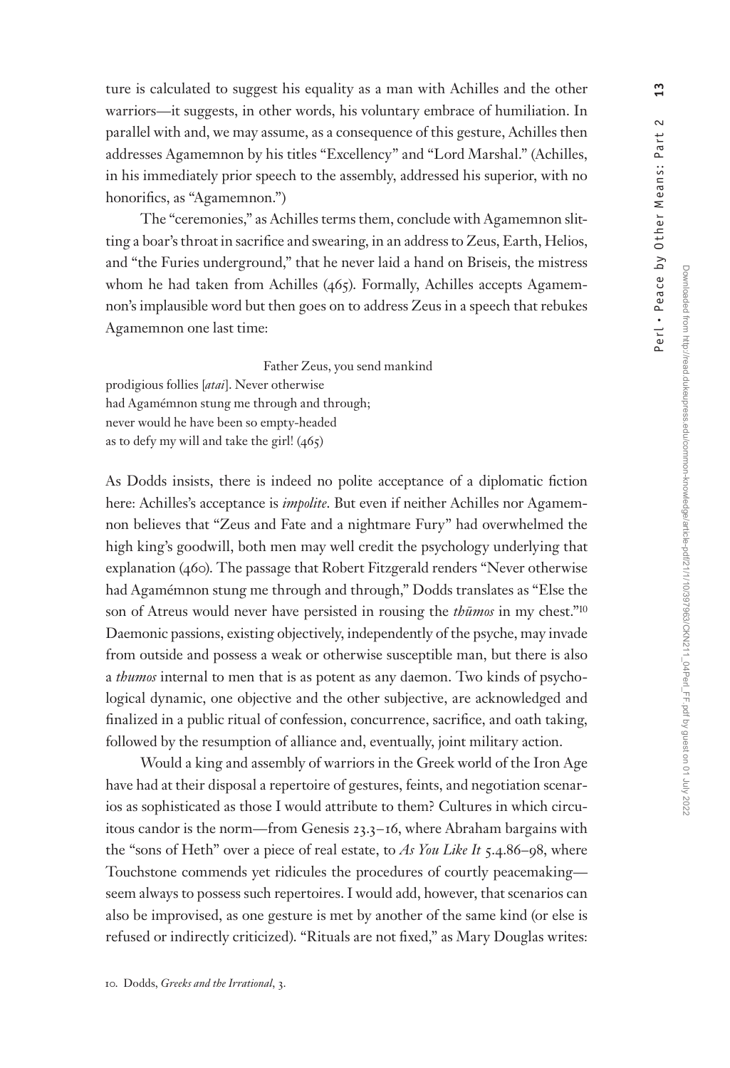ture is calculated to suggest his equality as a man with Achilles and the other warriors—it suggests, in other words, his voluntary embrace of humiliation. In parallel with and, we may assume, as a consequence of this gesture, Achilles then addresses Agamemnon by his titles "Excellency" and "Lord Marshal." (Achilles, in his immediately prior speech to the assembly, addressed his superior, with no honorifics, as "Agamemnon.")

The "ceremonies," as Achilles terms them, conclude with Agamemnon slitting a boar's throat in sacrifice and swearing, in an address to Zeus, Earth, Helios, and "the Furies underground," that he never laid a hand on Briseis, the mistress whom he had taken from Achilles (465). Formally, Achilles accepts Agamemnon's implausible word but then goes on to address Zeus in a speech that rebukes Agamemnon one last time:

> Father Zeus, you send mankind
> prodigious follies [*atai*]. Never otherwise
> had Agamémnon stung me through and through;
> never would he have been so empty-headed
> as to defy my will and take the girl! (465)

As Dodds insists, there is indeed no polite acceptance of a diplomatic fiction here: Achilles's acceptance is *impolite*. But even if neither Achilles nor Agamemnon believes that "Zeus and Fate and a nightmare Fury" had overwhelmed the high king's goodwill, both men may well credit the psychology underlying that explanation (460). The passage that Robert Fitzgerald renders "Never otherwise had Agamémnon stung me through and through," Dodds translates as "Else the son of Atreus would never have persisted in rousing the *thūmos* in my chest."[10] Daemonic passions, existing objectively, independently of the psyche, may invade from outside and possess a weak or otherwise susceptible man, but there is also a *thumos* internal to men that is as potent as any daemon. Two kinds of psychological dynamic, one objective and the other subjective, are acknowledged and finalized in a public ritual of confession, concurrence, sacrifice, and oath taking, followed by the resumption of alliance and, eventually, joint military action.

Would a king and assembly of warriors in the Greek world of the Iron Age have had at their disposal a repertoire of gestures, feints, and negotiation scenarios as sophisticated as those I would attribute to them? Cultures in which circuitous candor is the norm—from Genesis 23.3–16, where Abraham bargains with the "sons of Heth" over a piece of real estate, to *As You Like It* 5.4.86–98, where Touchstone commends yet ridicules the procedures of courtly peacemaking—seem always to possess such repertoires. I would add, however, that scenarios can also be improvised, as one gesture is met by another of the same kind (or else is refused or indirectly criticized). "Rituals are not fixed," as Mary Douglas writes:

10. Dodds, *Greeks and the Irrational*, 3.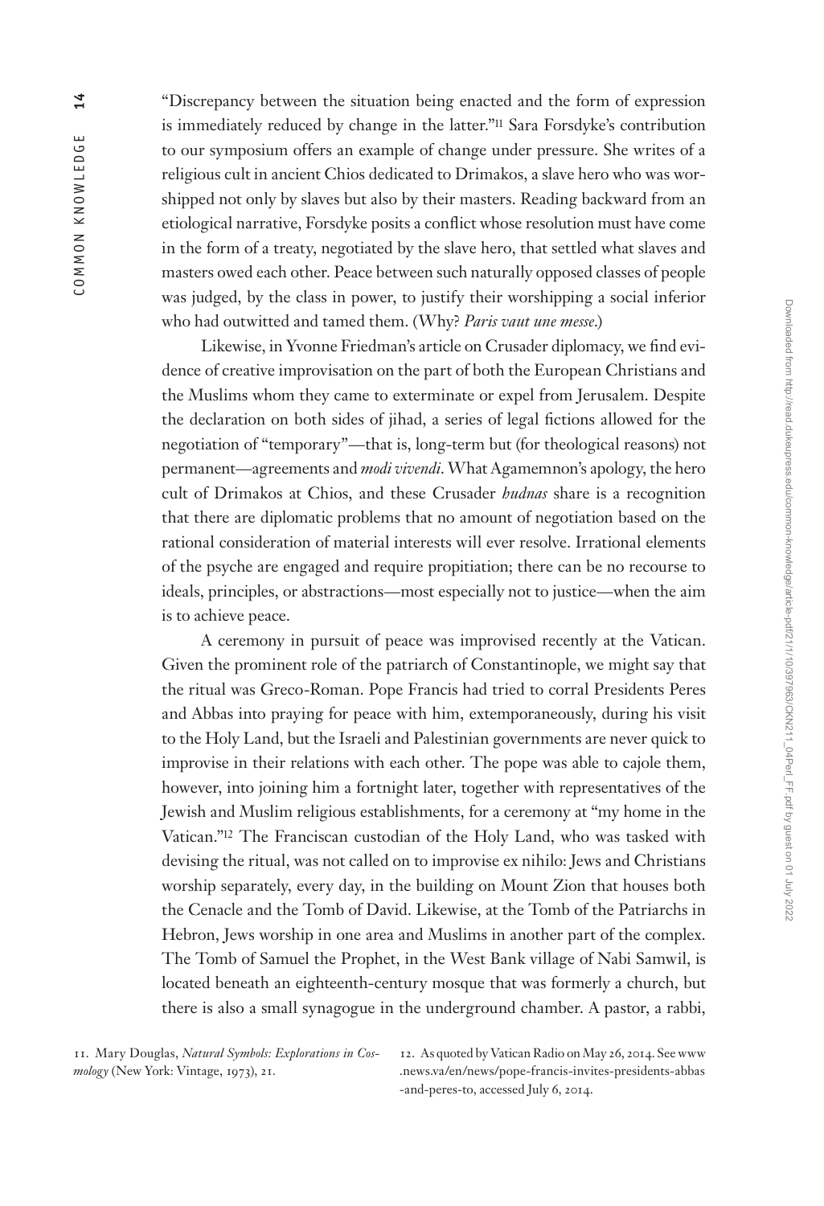"Discrepancy between the situation being enacted and the form of expression is immediately reduced by change in the latter."[11] Sara Forsdyke's contribution to our symposium offers an example of change under pressure. She writes of a religious cult in ancient Chios dedicated to Drimakos, a slave hero who was worshipped not only by slaves but also by their masters. Reading backward from an etiological narrative, Forsdyke posits a conflict whose resolution must have come in the form of a treaty, negotiated by the slave hero, that settled what slaves and masters owed each other. Peace between such naturally opposed classes of people was judged, by the class in power, to justify their worshipping a social inferior who had outwitted and tamed them. (Why? *Paris vaut une messe*.)

Likewise, in Yvonne Friedman's article on Crusader diplomacy, we find evidence of creative improvisation on the part of both the European Christians and the Muslims whom they came to exterminate or expel from Jerusalem. Despite the declaration on both sides of jihad, a series of legal fictions allowed for the negotiation of "temporary"—that is, long-term but (for theological reasons) not permanent—agreements and *modi vivendi*. What Agamemnon's apology, the hero cult of Drimakos at Chios, and these Crusader *hudnas* share is a recognition that there are diplomatic problems that no amount of negotiation based on the rational consideration of material interests will ever resolve. Irrational elements of the psyche are engaged and require propitiation; there can be no recourse to ideals, principles, or abstractions—most especially not to justice—when the aim is to achieve peace.

A ceremony in pursuit of peace was improvised recently at the Vatican. Given the prominent role of the patriarch of Constantinople, we might say that the ritual was Greco-Roman. Pope Francis had tried to corral Presidents Peres and Abbas into praying for peace with him, extemporaneously, during his visit to the Holy Land, but the Israeli and Palestinian governments are never quick to improvise in their relations with each other. The pope was able to cajole them, however, into joining him a fortnight later, together with representatives of the Jewish and Muslim religious establishments, for a ceremony at "my home in the Vatican."[12] The Franciscan custodian of the Holy Land, who was tasked with devising the ritual, was not called on to improvise ex nihilo: Jews and Christians worship separately, every day, in the building on Mount Zion that houses both the Cenacle and the Tomb of David. Likewise, at the Tomb of the Patriarchs in Hebron, Jews worship in one area and Muslims in another part of the complex. The Tomb of Samuel the Prophet, in the West Bank village of Nabi Samwil, is located beneath an eighteenth-century mosque that was formerly a church, but there is also a small synagogue in the underground chamber. A pastor, a rabbi,

11. Mary Douglas, *Natural Symbols: Explorations in Cosmology* (New York: Vintage, 1973), 21.

12. As quoted by Vatican Radio on May 26, 2014. See www.news.va/en/news/pope-francis-invites-presidents-abbas-and-peres-to, accessed July 6, 2014.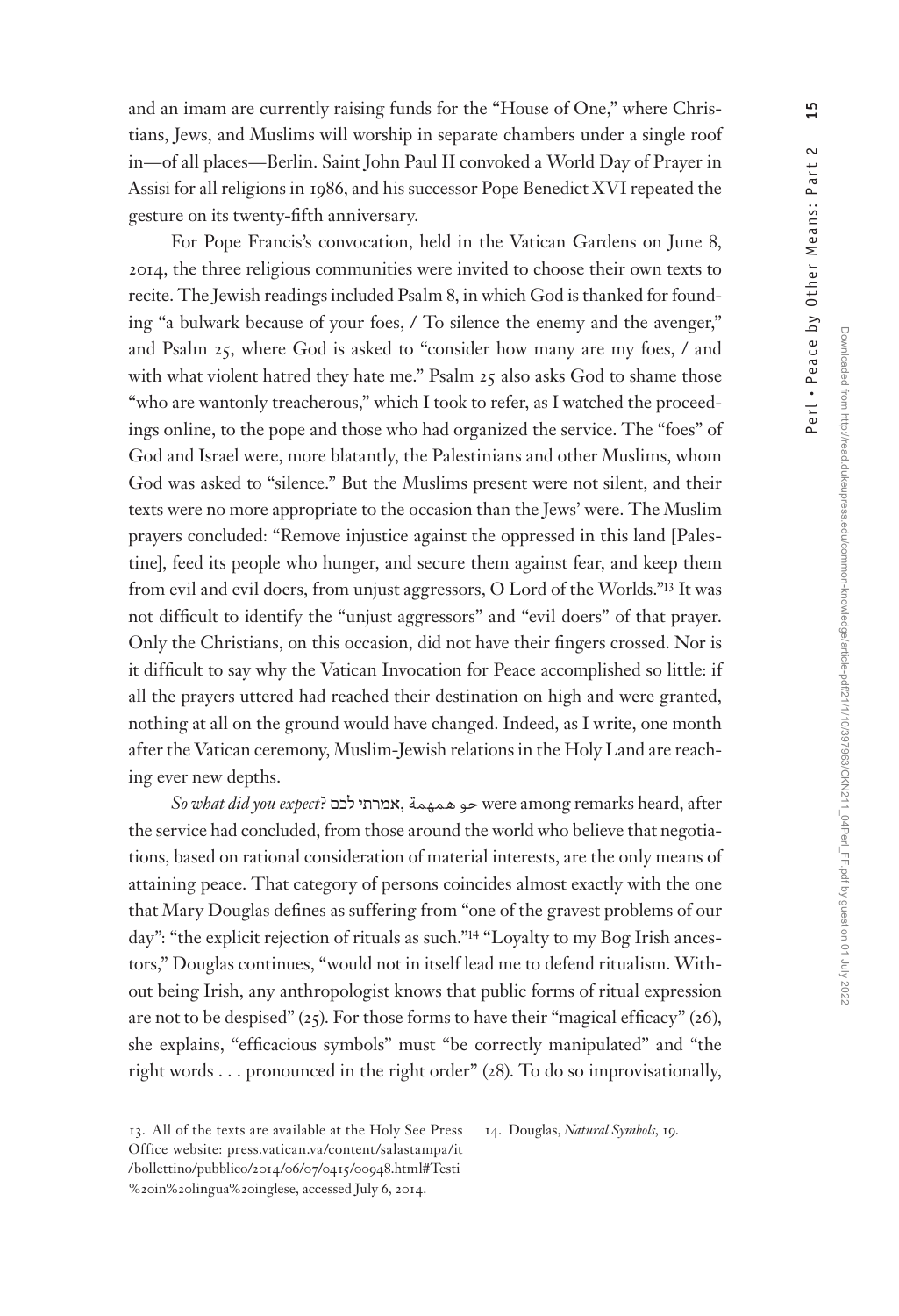and an imam are currently raising funds for the "House of One," where Christians, Jews, and Muslims will worship in separate chambers under a single roof in—of all places—Berlin. Saint John Paul II convoked a World Day of Prayer in Assisi for all religions in 1986, and his successor Pope Benedict XVI repeated the gesture on its twenty-fifth anniversary.

For Pope Francis's convocation, held in the Vatican Gardens on June 8, 2014, the three religious communities were invited to choose their own texts to recite. The Jewish readings included Psalm 8, in which God is thanked for founding "a bulwark because of your foes, / To silence the enemy and the avenger," and Psalm 25, where God is asked to "consider how many are my foes, / and with what violent hatred they hate me." Psalm 25 also asks God to shame those "who are wantonly treacherous," which I took to refer, as I watched the proceedings online, to the pope and those who had organized the service. The "foes" of God and Israel were, more blatantly, the Palestinians and other Muslims, whom God was asked to "silence." But the Muslims present were not silent, and their texts were no more appropriate to the occasion than the Jews' were. The Muslim prayers concluded: "Remove injustice against the oppressed in this land [Palestine], feed its people who hunger, and secure them against fear, and keep them from evil and evil doers, from unjust aggressors, O Lord of the Worlds."[13] It was not difficult to identify the "unjust aggressors" and "evil doers" of that prayer. Only the Christians, on this occasion, did not have their fingers crossed. Nor is it difficult to say why the Vatican Invocation for Peace accomplished so little: if all the prayers uttered had reached their destination on high and were granted, nothing at all on the ground would have changed. Indeed, as I write, one month after the Vatican ceremony, Muslim-Jewish relations in the Holy Land are reaching ever new depths.

*So what did you expect?* אמרתי לכם, حو همهمة were among remarks heard, after the service had concluded, from those around the world who believe that negotiations, based on rational consideration of material interests, are the only means of attaining peace. That category of persons coincides almost exactly with the one that Mary Douglas defines as suffering from "one of the gravest problems of our day": "the explicit rejection of rituals as such."[14] "Loyalty to my Bog Irish ancestors," Douglas continues, "would not in itself lead me to defend ritualism. Without being Irish, any anthropologist knows that public forms of ritual expression are not to be despised" (25). For those forms to have their "magical efficacy" (26), she explains, "efficacious symbols" must "be correctly manipulated" and "the right words . . . pronounced in the right order" (28). To do so improvisationally,

13. All of the texts are available at the Holy See Press Office website: press.vatican.va/content/salastampa/it/bollettino/pubblico/2014/06/07/0415/00948.html#Testi%20in%20lingua%20inglese, accessed July 6, 2014.

14. Douglas, *Natural Symbols*, 19.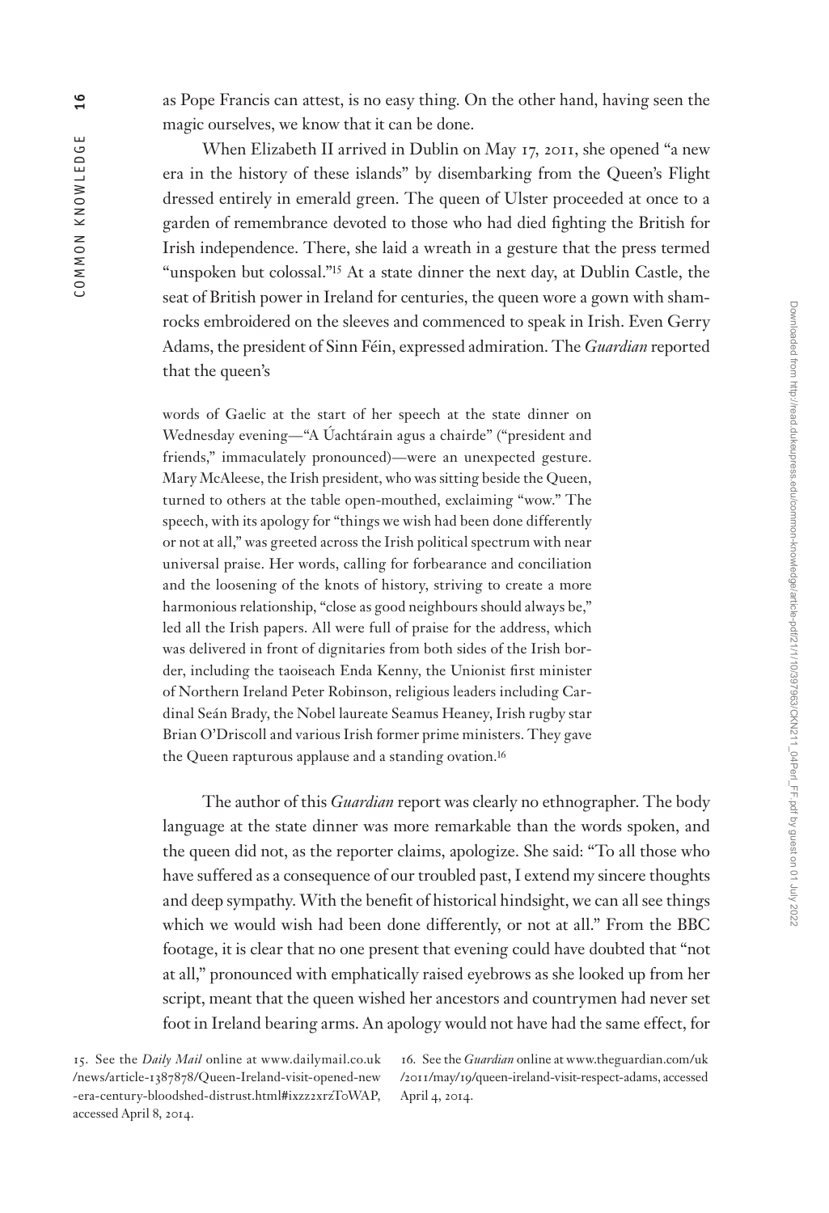as Pope Francis can attest, is no easy thing. On the other hand, having seen the magic ourselves, we know that it can be done.

When Elizabeth II arrived in Dublin on May 17, 2011, she opened "a new era in the history of these islands" by disembarking from the Queen's Flight dressed entirely in emerald green. The queen of Ulster proceeded at once to a garden of remembrance devoted to those who had died fighting the British for Irish independence. There, she laid a wreath in a gesture that the press termed "unspoken but colossal."[15] At a state dinner the next day, at Dublin Castle, the seat of British power in Ireland for centuries, the queen wore a gown with shamrocks embroidered on the sleeves and commenced to speak in Irish. Even Gerry Adams, the president of Sinn Féin, expressed admiration. The *Guardian* reported that the queen's

> words of Gaelic at the start of her speech at the state dinner on Wednesday evening—"A Úachtárain agus a chairde" ("president and friends," immaculately pronounced)—were an unexpected gesture. Mary McAleese, the Irish president, who was sitting beside the Queen, turned to others at the table open-mouthed, exclaiming "wow." The speech, with its apology for "things we wish had been done differently or not at all," was greeted across the Irish political spectrum with near universal praise. Her words, calling for forbearance and conciliation and the loosening of the knots of history, striving to create a more harmonious relationship, "close as good neighbours should always be," led all the Irish papers. All were full of praise for the address, which was delivered in front of dignitaries from both sides of the Irish border, including the taoiseach Enda Kenny, the Unionist first minister of Northern Ireland Peter Robinson, religious leaders including Cardinal Seán Brady, the Nobel laureate Seamus Heaney, Irish rugby star Brian O'Driscoll and various Irish former prime ministers. They gave the Queen rapturous applause and a standing ovation.[16]

The author of this *Guardian* report was clearly no ethnographer. The body language at the state dinner was more remarkable than the words spoken, and the queen did not, as the reporter claims, apologize. She said: "To all those who have suffered as a consequence of our troubled past, I extend my sincere thoughts and deep sympathy. With the benefit of historical hindsight, we can all see things which we would wish had been done differently, or not at all." From the BBC footage, it is clear that no one present that evening could have doubted that "not at all," pronounced with emphatically raised eyebrows as she looked up from her script, meant that the queen wished her ancestors and countrymen had never set foot in Ireland bearing arms. An apology would not have had the same effect, for

15. See the *Daily Mail* online at www.dailymail.co.uk/news/article-1387878/Queen-Ireland-visit-opened-new-era-century-bloodshed-distrust.html#ixzz2xrźToWAP, accessed April 8, 2014.

16. See the *Guardian* online at www.theguardian.com/uk/2011/may/19/queen-ireland-visit-respect-adams, accessed April 4, 2014.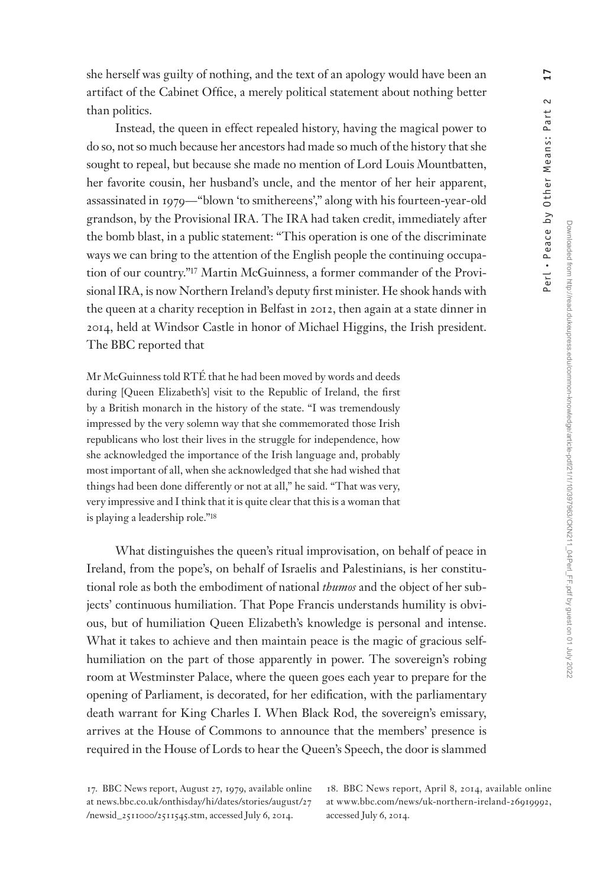she herself was guilty of nothing, and the text of an apology would have been an artifact of the Cabinet Office, a merely political statement about nothing better than politics.

Instead, the queen in effect repealed history, having the magical power to do so, not so much because her ancestors had made so much of the history that she sought to repeal, but because she made no mention of Lord Louis Mountbatten, her favorite cousin, her husband's uncle, and the mentor of her heir apparent, assassinated in 1979—"blown 'to smithereens'," along with his fourteen-year-old grandson, by the Provisional IRA. The IRA had taken credit, immediately after the bomb blast, in a public statement: "This operation is one of the discriminate ways we can bring to the attention of the English people the continuing occupation of our country."[17] Martin McGuinness, a former commander of the Provisional IRA, is now Northern Ireland's deputy first minister. He shook hands with the queen at a charity reception in Belfast in 2012, then again at a state dinner in 2014, held at Windsor Castle in honor of Michael Higgins, the Irish president. The BBC reported that

> Mr McGuinness told RTÉ that he had been moved by words and deeds during [Queen Elizabeth's] visit to the Republic of Ireland, the first by a British monarch in the history of the state. "I was tremendously impressed by the very solemn way that she commemorated those Irish republicans who lost their lives in the struggle for independence, how she acknowledged the importance of the Irish language and, probably most important of all, when she acknowledged that she had wished that things had been done differently or not at all," he said. "That was very, very impressive and I think that it is quite clear that this is a woman that is playing a leadership role."[18]

What distinguishes the queen's ritual improvisation, on behalf of peace in Ireland, from the pope's, on behalf of Israelis and Palestinians, is her constitutional role as both the embodiment of national *thumos* and the object of her subjects' continuous humiliation. That Pope Francis understands humility is obvious, but of humiliation Queen Elizabeth's knowledge is personal and intense. What it takes to achieve and then maintain peace is the magic of gracious self-humiliation on the part of those apparently in power. The sovereign's robing room at Westminster Palace, where the queen goes each year to prepare for the opening of Parliament, is decorated, for her edification, with the parliamentary death warrant for King Charles I. When Black Rod, the sovereign's emissary, arrives at the House of Commons to announce that the members' presence is required in the House of Lords to hear the Queen's Speech, the door is slammed

17. BBC News report, August 27, 1979, available online at news.bbc.co.uk/onthisday/hi/dates/stories/august/27/newsid_2511000/2511545.stm, accessed July 6, 2014.

18. BBC News report, April 8, 2014, available online at www.bbc.com/news/uk-northern-ireland-26919992, accessed July 6, 2014.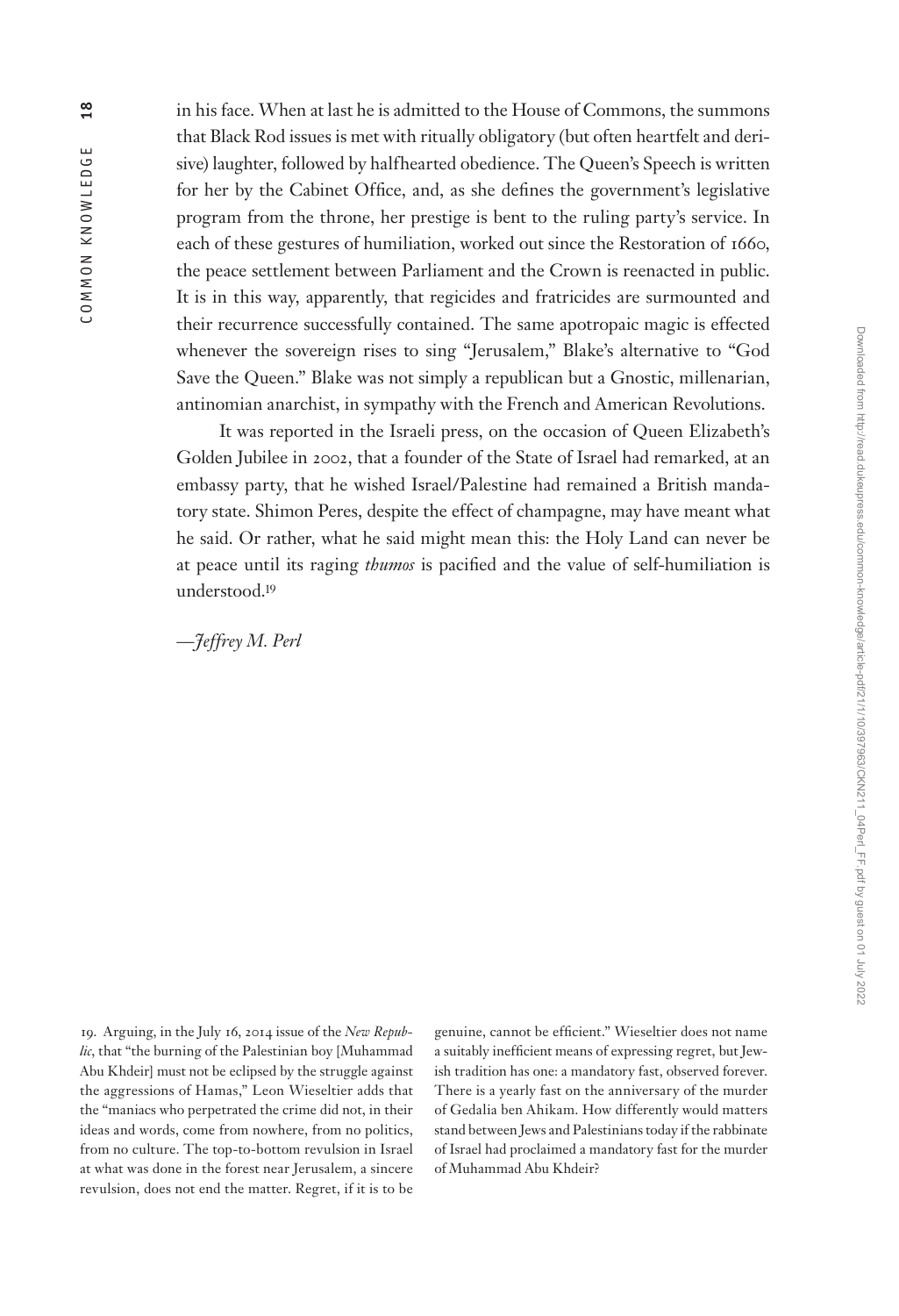in his face. When at last he is admitted to the House of Commons, the summons that Black Rod issues is met with ritually obligatory (but often heartfelt and derisive) laughter, followed by halfhearted obedience. The Queen's Speech is written for her by the Cabinet Office, and, as she defines the government's legislative program from the throne, her prestige is bent to the ruling party's service. In each of these gestures of humiliation, worked out since the Restoration of 1660, the peace settlement between Parliament and the Crown is reenacted in public. It is in this way, apparently, that regicides and fratricides are surmounted and their recurrence successfully contained. The same apotropaic magic is effected whenever the sovereign rises to sing "Jerusalem," Blake's alternative to "God Save the Queen." Blake was not simply a republican but a Gnostic, millenarian, antinomian anarchist, in sympathy with the French and American Revolutions.

It was reported in the Israeli press, on the occasion of Queen Elizabeth's Golden Jubilee in 2002, that a founder of the State of Israel had remarked, at an embassy party, that he wished Israel/Palestine had remained a British mandatory state. Shimon Peres, despite the effect of champagne, may have meant what he said. Or rather, what he said might mean this: the Holy Land can never be at peace until its raging *thumos* is pacified and the value of self-humiliation is understood.[19]

—*Jeffrey M. Perl*

19. Arguing, in the July 16, 2014 issue of the *New Republic*, that "the burning of the Palestinian boy [Muhammad Abu Khdeir] must not be eclipsed by the struggle against the aggressions of Hamas," Leon Wieseltier adds that the "maniacs who perpetrated the crime did not, in their ideas and words, come from nowhere, from no politics, from no culture. The top-to-bottom revulsion in Israel at what was done in the forest near Jerusalem, a sincere revulsion, does not end the matter. Regret, if it is to be genuine, cannot be efficient." Wieseltier does not name a suitably inefficient means of expressing regret, but Jewish tradition has one: a mandatory fast, observed forever. There is a yearly fast on the anniversary of the murder of Gedalia ben Ahikam. How differently would matters stand between Jews and Palestinians today if the rabbinate of Israel had proclaimed a mandatory fast for the murder of Muhammad Abu Khdeir?